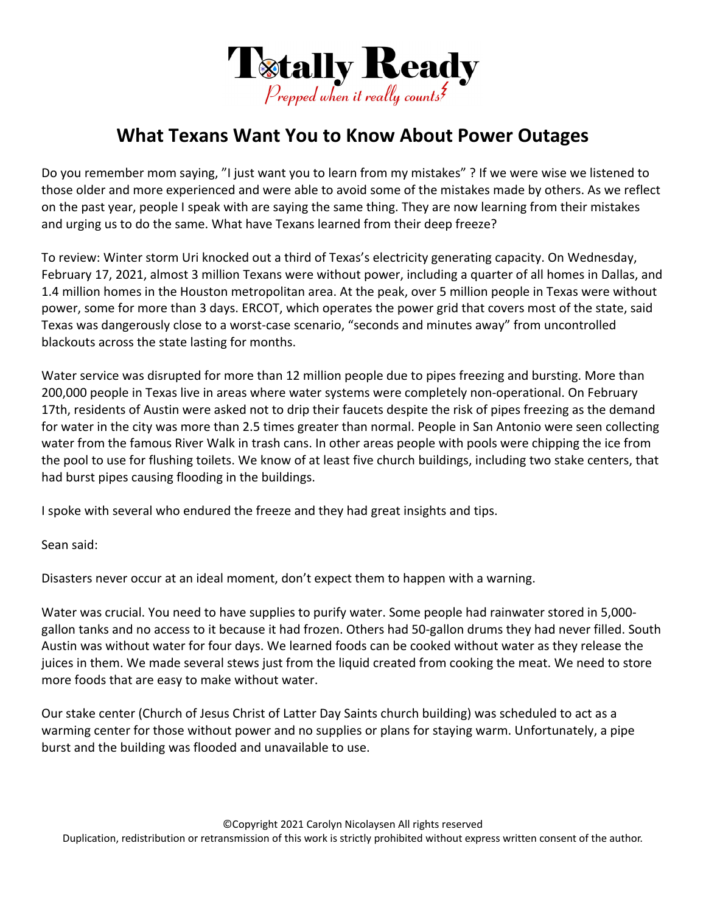# Totally Ready

*Prepped when it really counts*

## What Texans Want You to Know About Power Outages

Do you remember mom saying, "I just want you to learn from my mistakes" ? If we were wise we listened to those older and more experienced and were able to avoid some of the mistakes made by others. As we reflect on the past year, people I speak with are saying the same thing. They are now learning from their mistakes and urging us to do the same. What have Texans learned from their deep freeze?

To review: Winter storm Uri knocked out a third of Texas's electricity generating capacity. On Wednesday, February 17, 2021, almost 3 million Texans were without power, including a quarter of all homes in Dallas, and 1.4 million homes in the Houston metropolitan area. At the peak, over 5 million people in Texas were without power, some for more than 3 days. ERCOT, which operates the power grid that covers most of the state, said Texas was dangerously close to a worst-case scenario, "seconds and minutes away" from uncontrolled blackouts across the state lasting for months.

Water service was disrupted for more than 12 million people due to pipes freezing and bursting. More than 200,000 people in Texas live in areas where water systems were completely non-operational. On February 17th, residents of Austin were asked not to drip their faucets despite the risk of pipes freezing as the demand for water in the city was more than 2.5 times greater than normal. People in San Antonio were seen collecting water from the famous River Walk in trash cans. In other areas people with pools were chipping the ice from the pool to use for flushing toilets. We know of at least five church buildings, including two stake centers, that had burst pipes causing flooding in the buildings.

I spoke with several who endured the freeze and they had great insights and tips.

Sean said:

Disasters never occur at an ideal moment, don't expect them to happen with a warning.

Water was crucial. You need to have supplies to purify water. Some people had rainwater stored in 5,000-gallon tanks and no access to it because it had frozen. Others had 50-gallon drums they had never filled. South Austin was without water for four days. We learned foods can be cooked without water as they release the juices in them. We made several stews just from the liquid created from cooking the meat. We need to store more foods that are easy to make without water.

Our stake center (Church of Jesus Christ of Latter Day Saints church building) was scheduled to act as a warming center for those without power and no supplies or plans for staying warm. Unfortunately, a pipe burst and the building was flooded and unavailable to use.

©Copyright 2021 Carolyn Nicolaysen All rights reserved
Duplication, redistribution or retransmission of this work is strictly prohibited without express written consent of the author.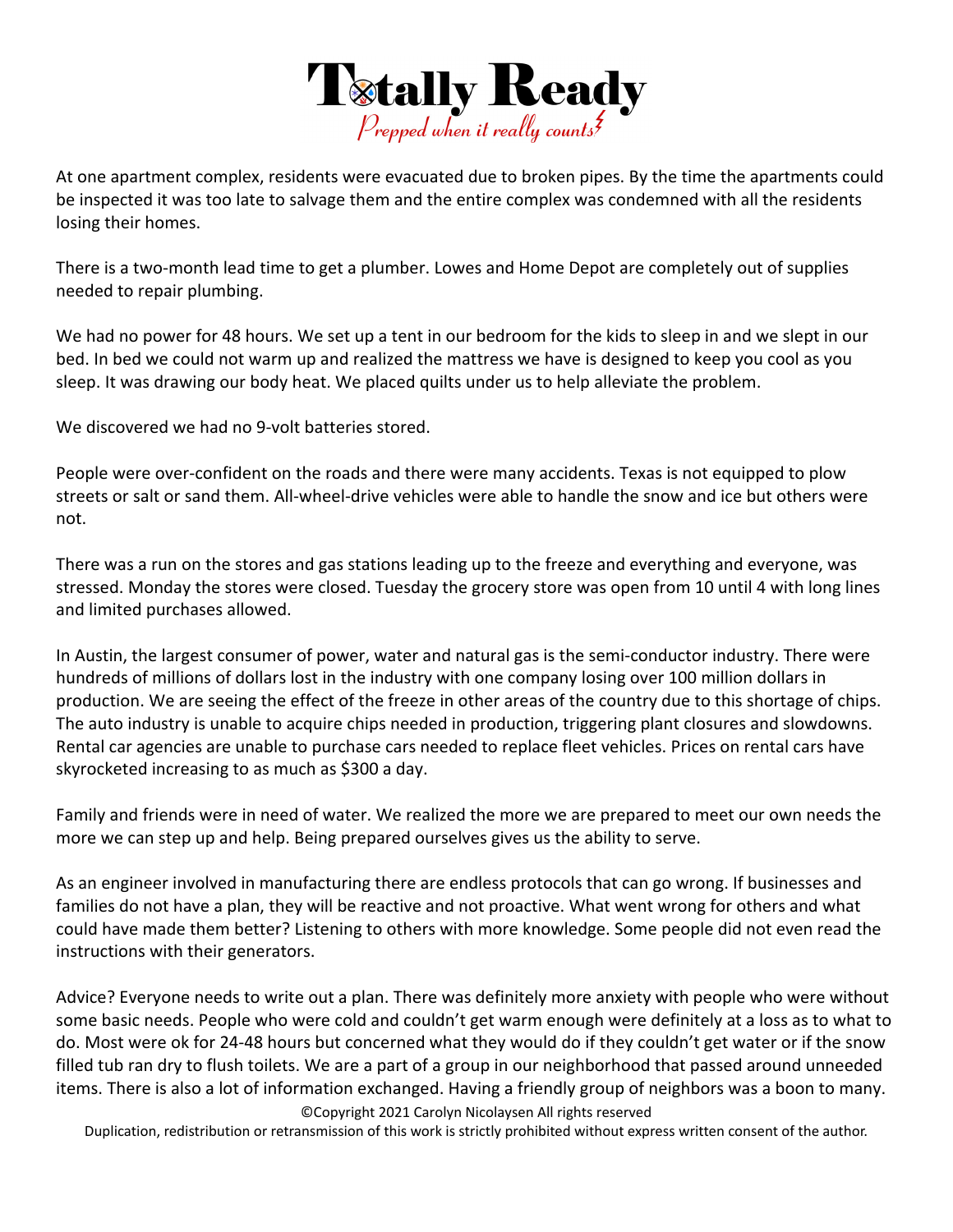At one apartment complex, residents were evacuated due to broken pipes. By the time the apartments could be inspected it was too late to salvage them and the entire complex was condemned with all the residents losing their homes.

There is a two-month lead time to get a plumber. Lowes and Home Depot are completely out of supplies needed to repair plumbing.

We had no power for 48 hours. We set up a tent in our bedroom for the kids to sleep in and we slept in our bed. In bed we could not warm up and realized the mattress we have is designed to keep you cool as you sleep. It was drawing our body heat. We placed quilts under us to help alleviate the problem.

We discovered we had no 9-volt batteries stored.

People were over-confident on the roads and there were many accidents. Texas is not equipped to plow streets or salt or sand them. All-wheel-drive vehicles were able to handle the snow and ice but others were not.

There was a run on the stores and gas stations leading up to the freeze and everything and everyone, was stressed. Monday the stores were closed. Tuesday the grocery store was open from 10 until 4 with long lines and limited purchases allowed.

In Austin, the largest consumer of power, water and natural gas is the semi-conductor industry. There were hundreds of millions of dollars lost in the industry with one company losing over 100 million dollars in production. We are seeing the effect of the freeze in other areas of the country due to this shortage of chips. The auto industry is unable to acquire chips needed in production, triggering plant closures and slowdowns. Rental car agencies are unable to purchase cars needed to replace fleet vehicles. Prices on rental cars have skyrocketed increasing to as much as $300 a day.

Family and friends were in need of water. We realized the more we are prepared to meet our own needs the more we can step up and help. Being prepared ourselves gives us the ability to serve.

As an engineer involved in manufacturing there are endless protocols that can go wrong. If businesses and families do not have a plan, they will be reactive and not proactive. What went wrong for others and what could have made them better? Listening to others with more knowledge. Some people did not even read the instructions with their generators.

Advice? Everyone needs to write out a plan. There was definitely more anxiety with people who were without some basic needs. People who were cold and couldn't get warm enough were definitely at a loss as to what to do. Most were ok for 24-48 hours but concerned what they would do if they couldn't get water or if the snow filled tub ran dry to flush toilets. We are a part of a group in our neighborhood that passed around unneeded items. There is also a lot of information exchanged. Having a friendly group of neighbors was a boon to many.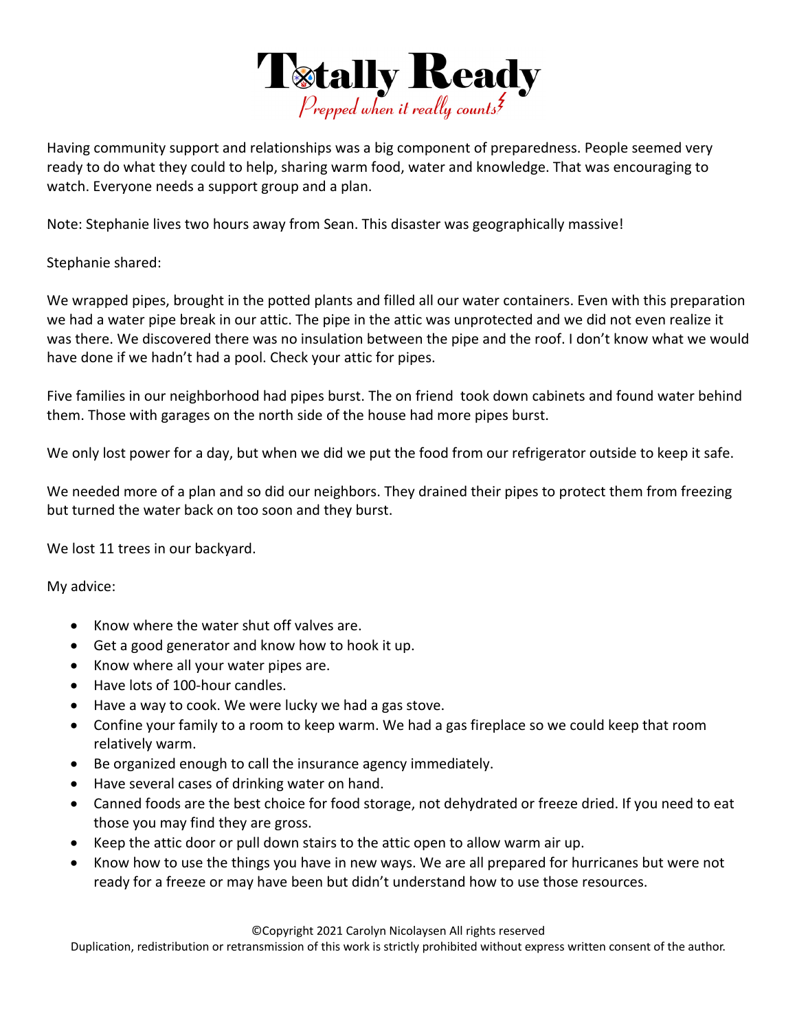Having community support and relationships was a big component of preparedness. People seemed very ready to do what they could to help, sharing warm food, water and knowledge. That was encouraging to watch. Everyone needs a support group and a plan.

Note: Stephanie lives two hours away from Sean. This disaster was geographically massive!

Stephanie shared:

We wrapped pipes, brought in the potted plants and filled all our water containers. Even with this preparation we had a water pipe break in our attic. The pipe in the attic was unprotected and we did not even realize it was there. We discovered there was no insulation between the pipe and the roof. I don't know what we would have done if we hadn't had a pool. Check your attic for pipes.

Five families in our neighborhood had pipes burst. The on friend took down cabinets and found water behind them. Those with garages on the north side of the house had more pipes burst.

We only lost power for a day, but when we did we put the food from our refrigerator outside to keep it safe.

We needed more of a plan and so did our neighbors. They drained their pipes to protect them from freezing but turned the water back on too soon and they burst.

We lost 11 trees in our backyard.

My advice:

- Know where the water shut off valves are.
- Get a good generator and know how to hook it up.
- Know where all your water pipes are.
- Have lots of 100-hour candles.
- Have a way to cook. We were lucky we had a gas stove.
- Confine your family to a room to keep warm. We had a gas fireplace so we could keep that room relatively warm.
- Be organized enough to call the insurance agency immediately.
- Have several cases of drinking water on hand.
- Canned foods are the best choice for food storage, not dehydrated or freeze dried. If you need to eat those you may find they are gross.
- Keep the attic door or pull down stairs to the attic open to allow warm air up.
- Know how to use the things you have in new ways. We are all prepared for hurricanes but were not ready for a freeze or may have been but didn't understand how to use those resources.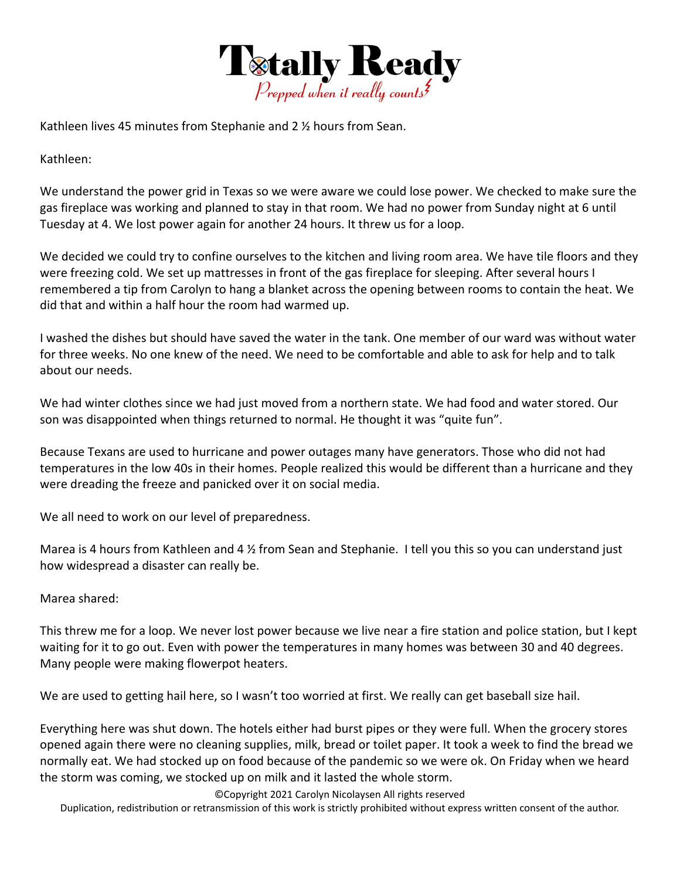Kathleen lives 45 minutes from Stephanie and 2 ½ hours from Sean.

Kathleen:

We understand the power grid in Texas so we were aware we could lose power. We checked to make sure the gas fireplace was working and planned to stay in that room. We had no power from Sunday night at 6 until Tuesday at 4. We lost power again for another 24 hours. It threw us for a loop.

We decided we could try to confine ourselves to the kitchen and living room area. We have tile floors and they were freezing cold. We set up mattresses in front of the gas fireplace for sleeping. After several hours I remembered a tip from Carolyn to hang a blanket across the opening between rooms to contain the heat. We did that and within a half hour the room had warmed up.

I washed the dishes but should have saved the water in the tank. One member of our ward was without water for three weeks. No one knew of the need. We need to be comfortable and able to ask for help and to talk about our needs.

We had winter clothes since we had just moved from a northern state. We had food and water stored. Our son was disappointed when things returned to normal. He thought it was "quite fun".

Because Texans are used to hurricane and power outages many have generators. Those who did not had temperatures in the low 40s in their homes. People realized this would be different than a hurricane and they were dreading the freeze and panicked over it on social media.

We all need to work on our level of preparedness.

Marea is 4 hours from Kathleen and 4 ½ from Sean and Stephanie. I tell you this so you can understand just how widespread a disaster can really be.

Marea shared:

This threw me for a loop. We never lost power because we live near a fire station and police station, but I kept waiting for it to go out. Even with power the temperatures in many homes was between 30 and 40 degrees. Many people were making flowerpot heaters.

We are used to getting hail here, so I wasn't too worried at first. We really can get baseball size hail.

Everything here was shut down. The hotels either had burst pipes or they were full. When the grocery stores opened again there were no cleaning supplies, milk, bread or toilet paper. It took a week to find the bread we normally eat. We had stocked up on food because of the pandemic so we were ok. On Friday when we heard the storm was coming, we stocked up on milk and it lasted the whole storm.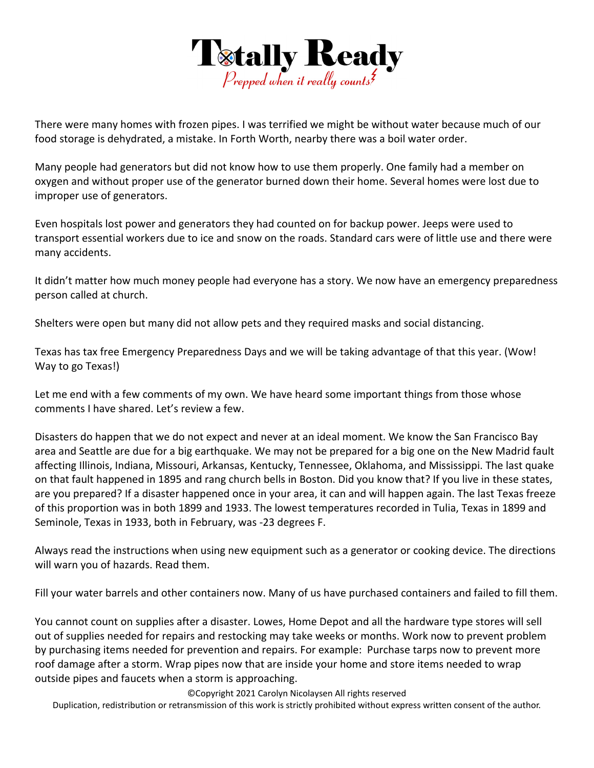There were many homes with frozen pipes. I was terrified we might be without water because much of our food storage is dehydrated, a mistake. In Forth Worth, nearby there was a boil water order.

Many people had generators but did not know how to use them properly. One family had a member on oxygen and without proper use of the generator burned down their home. Several homes were lost due to improper use of generators.

Even hospitals lost power and generators they had counted on for backup power. Jeeps were used to transport essential workers due to ice and snow on the roads. Standard cars were of little use and there were many accidents.

It didn't matter how much money people had everyone has a story. We now have an emergency preparedness person called at church.

Shelters were open but many did not allow pets and they required masks and social distancing.

Texas has tax free Emergency Preparedness Days and we will be taking advantage of that this year. (Wow! Way to go Texas!)

Let me end with a few comments of my own. We have heard some important things from those whose comments I have shared. Let's review a few.

Disasters do happen that we do not expect and never at an ideal moment. We know the San Francisco Bay area and Seattle are due for a big earthquake. We may not be prepared for a big one on the New Madrid fault affecting Illinois, Indiana, Missouri, Arkansas, Kentucky, Tennessee, Oklahoma, and Mississippi. The last quake on that fault happened in 1895 and rang church bells in Boston. Did you know that? If you live in these states, are you prepared? If a disaster happened once in your area, it can and will happen again. The last Texas freeze of this proportion was in both 1899 and 1933. The lowest temperatures recorded in Tulia, Texas in 1899 and Seminole, Texas in 1933, both in February, was -23 degrees F.

Always read the instructions when using new equipment such as a generator or cooking device. The directions will warn you of hazards. Read them.

Fill your water barrels and other containers now. Many of us have purchased containers and failed to fill them.

You cannot count on supplies after a disaster. Lowes, Home Depot and all the hardware type stores will sell out of supplies needed for repairs and restocking may take weeks or months. Work now to prevent problem by purchasing items needed for prevention and repairs. For example: Purchase tarps now to prevent more roof damage after a storm. Wrap pipes now that are inside your home and store items needed to wrap outside pipes and faucets when a storm is approaching.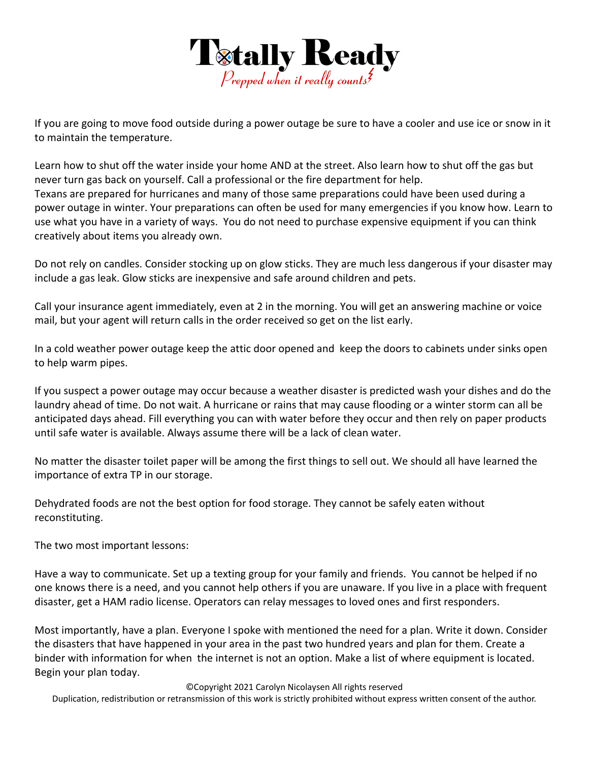If you are going to move food outside during a power outage be sure to have a cooler and use ice or snow in it to maintain the temperature.

Learn how to shut off the water inside your home AND at the street. Also learn how to shut off the gas but never turn gas back on yourself. Call a professional or the fire department for help.
Texans are prepared for hurricanes and many of those same preparations could have been used during a power outage in winter. Your preparations can often be used for many emergencies if you know how. Learn to use what you have in a variety of ways. You do not need to purchase expensive equipment if you can think creatively about items you already own.

Do not rely on candles. Consider stocking up on glow sticks. They are much less dangerous if your disaster may include a gas leak. Glow sticks are inexpensive and safe around children and pets.

Call your insurance agent immediately, even at 2 in the morning. You will get an answering machine or voice mail, but your agent will return calls in the order received so get on the list early.

In a cold weather power outage keep the attic door opened and keep the doors to cabinets under sinks open to help warm pipes.

If you suspect a power outage may occur because a weather disaster is predicted wash your dishes and do the laundry ahead of time. Do not wait. A hurricane or rains that may cause flooding or a winter storm can all be anticipated days ahead. Fill everything you can with water before they occur and then rely on paper products until safe water is available. Always assume there will be a lack of clean water.

No matter the disaster toilet paper will be among the first things to sell out. We should all have learned the importance of extra TP in our storage.

Dehydrated foods are not the best option for food storage. They cannot be safely eaten without reconstituting.

The two most important lessons:

Have a way to communicate. Set up a texting group for your family and friends. You cannot be helped if no one knows there is a need, and you cannot help others if you are unaware. If you live in a place with frequent disaster, get a HAM radio license. Operators can relay messages to loved ones and first responders.

Most importantly, have a plan. Everyone I spoke with mentioned the need for a plan. Write it down. Consider the disasters that have happened in your area in the past two hundred years and plan for them. Create a binder with information for when the internet is not an option. Make a list of where equipment is located. Begin your plan today.

©Copyright 2021 Carolyn Nicolaysen All rights reserved
Duplication, redistribution or retransmission of this work is strictly prohibited without express written consent of the author.